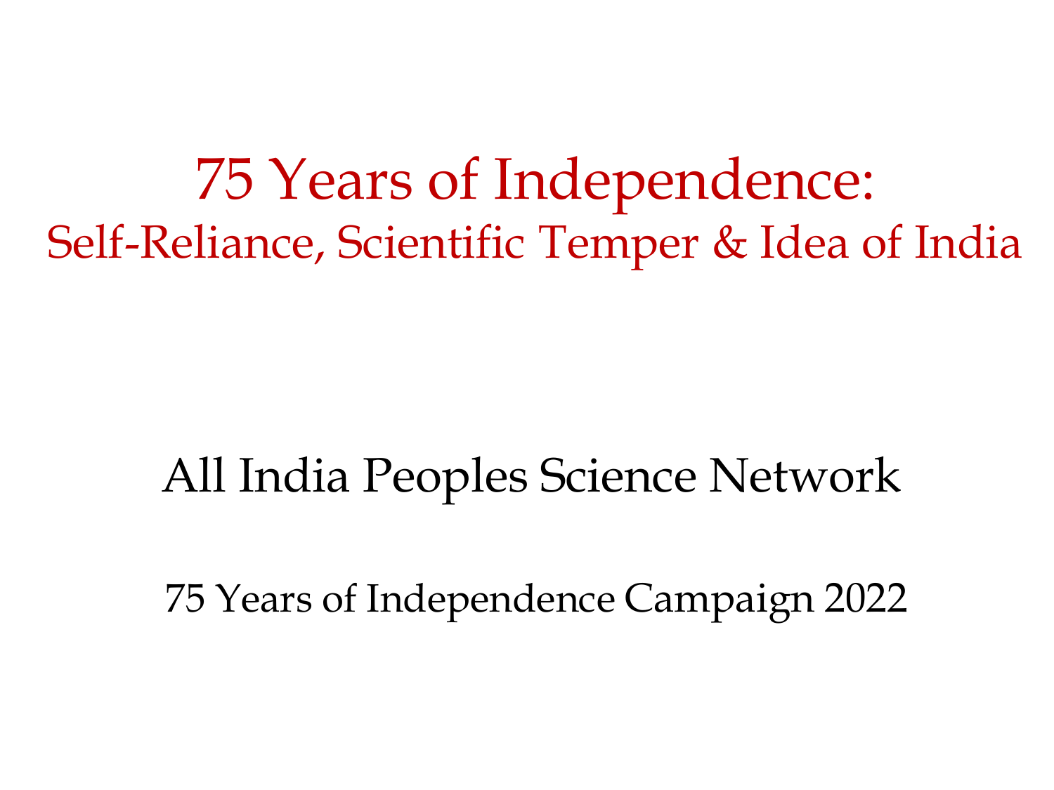# 75 Years of Independence:

## Self-Reliance, Scientific Temper & Idea of India

All India Peoples Science Network

75 Years of Independence Campaign 2022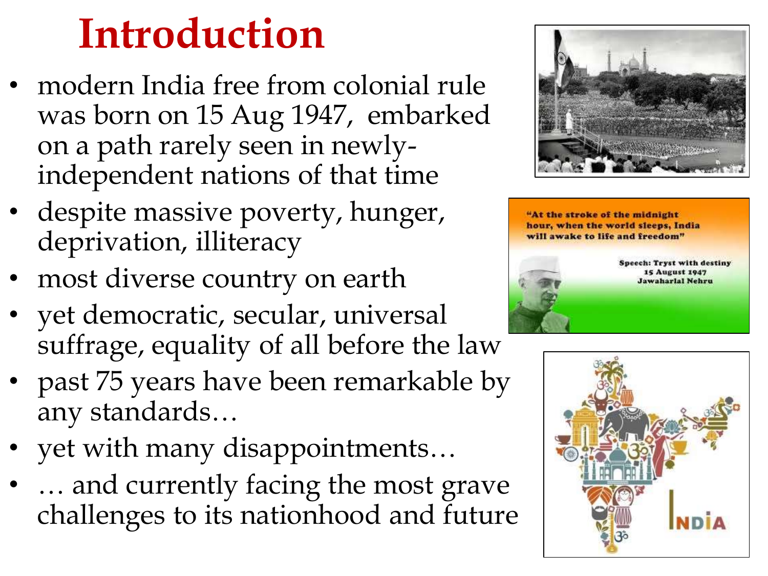# Introduction

- modern India free from colonial rule was born on 15 Aug 1947, embarked on a path rarely seen in newly-independent nations of that time
- despite massive poverty, hunger, deprivation, illiteracy
- most diverse country on earth
- yet democratic, secular, universal suffrage, equality of all before the law
- past 75 years have been remarkable by any standards…
- yet with many disappointments…
- … and currently facing the most grave challenges to its nationhood and future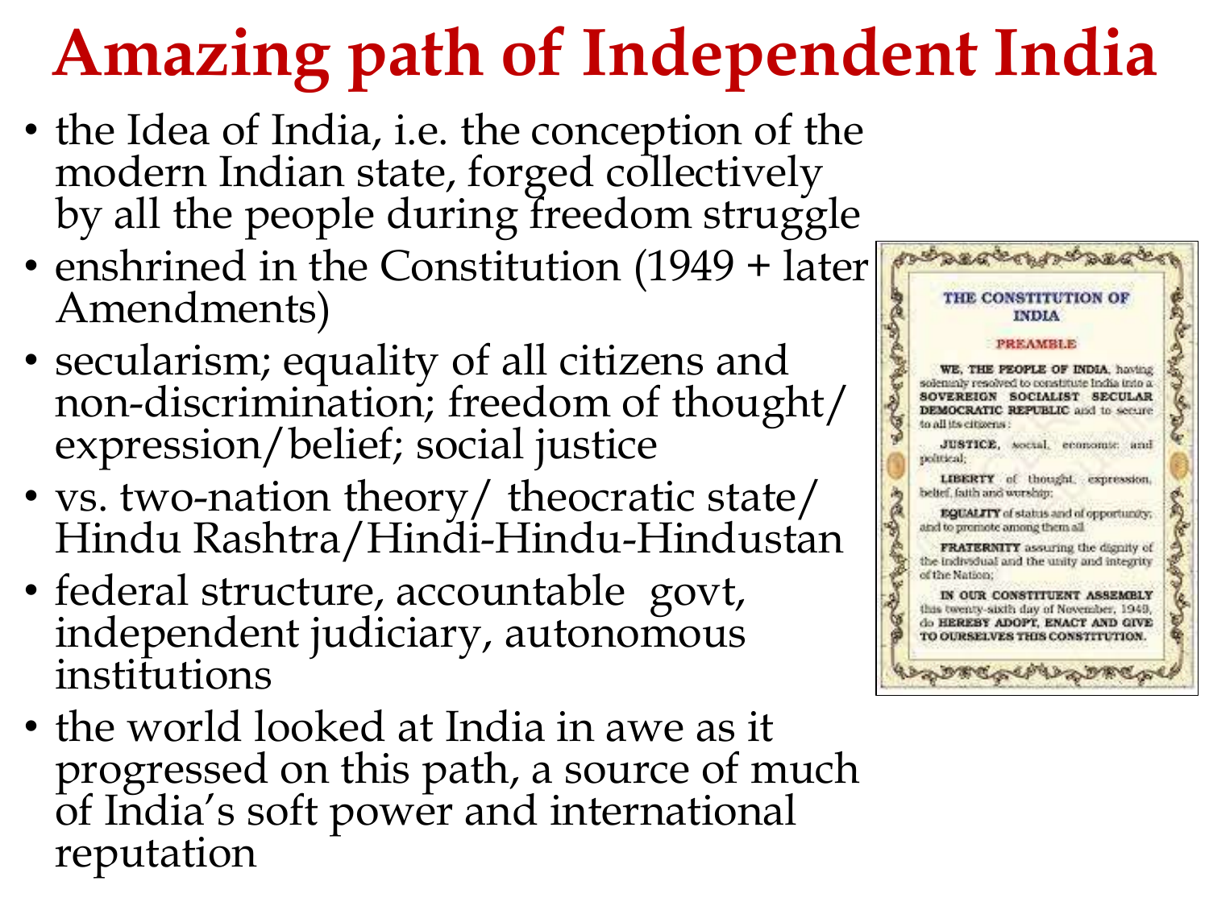# Amazing path of Independent India

- the Idea of India, i.e. the conception of the modern Indian state, forged collectively by all the people during freedom struggle
- enshrined in the Constitution (1949 + later Amendments)
- secularism; equality of all citizens and non-discrimination; freedom of thought/ expression/belief; social justice
- vs. two-nation theory/ theocratic state/ Hindu Rashtra/Hindi-Hindu-Hindustan
- federal structure, accountable govt, independent judiciary, autonomous institutions
- the world looked at India in awe as it progressed on this path, a source of much of India's soft power and international reputation

THE CONSTITUTION OF INDIA

PREAMBLE

**WE, THE PEOPLE OF INDIA**, having solemnly resolved to constitute India into a **SOVEREIGN SOCIALIST SECULAR DEMOCRATIC REPUBLIC** and to secure to all its citizens :

**JUSTICE**, social, economic and political;

**LIBERTY** of thought, expression, belief, faith and worship;

**EQUALITY** of status and of opportunity; and to promote among them all

**FRATERNITY** assuring the dignity of the individual and the unity and integrity of the Nation;

**IN OUR CONSTITUENT ASSEMBLY** this twenty-sixth day of November, 1949, do **HEREBY ADOPT, ENACT AND GIVE TO OURSELVES THIS CONSTITUTION.**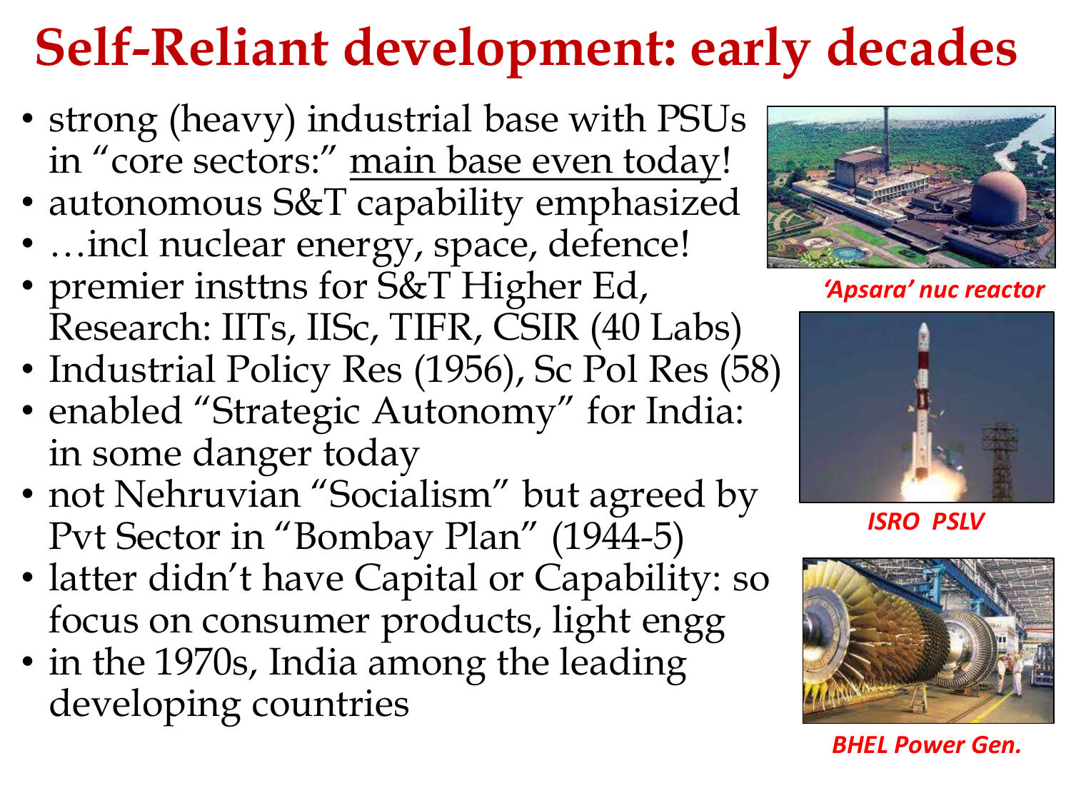# Self-Reliant development: early decades

- strong (heavy) industrial base with PSUs in "core sectors:" <u>main base even today</u>!
- autonomous S&T capability emphasized
- …incl nuclear energy, space, defence!
- premier insttns for S&T Higher Ed, Research: IITs, IISc, TIFR, CSIR (40 Labs)
- Industrial Policy Res (1956), Sc Pol Res (58)
- enabled "Strategic Autonomy" for India: in some danger today
- not Nehruvian "Socialism" but agreed by Pvt Sector in "Bombay Plan" (1944-5)
- latter didn't have Capital or Capability: so focus on consumer products, light engg
- in the 1970s, India among the leading developing countries

*'Apsara' nuc reactor*

*ISRO PSLV*

*BHEL Power Gen.*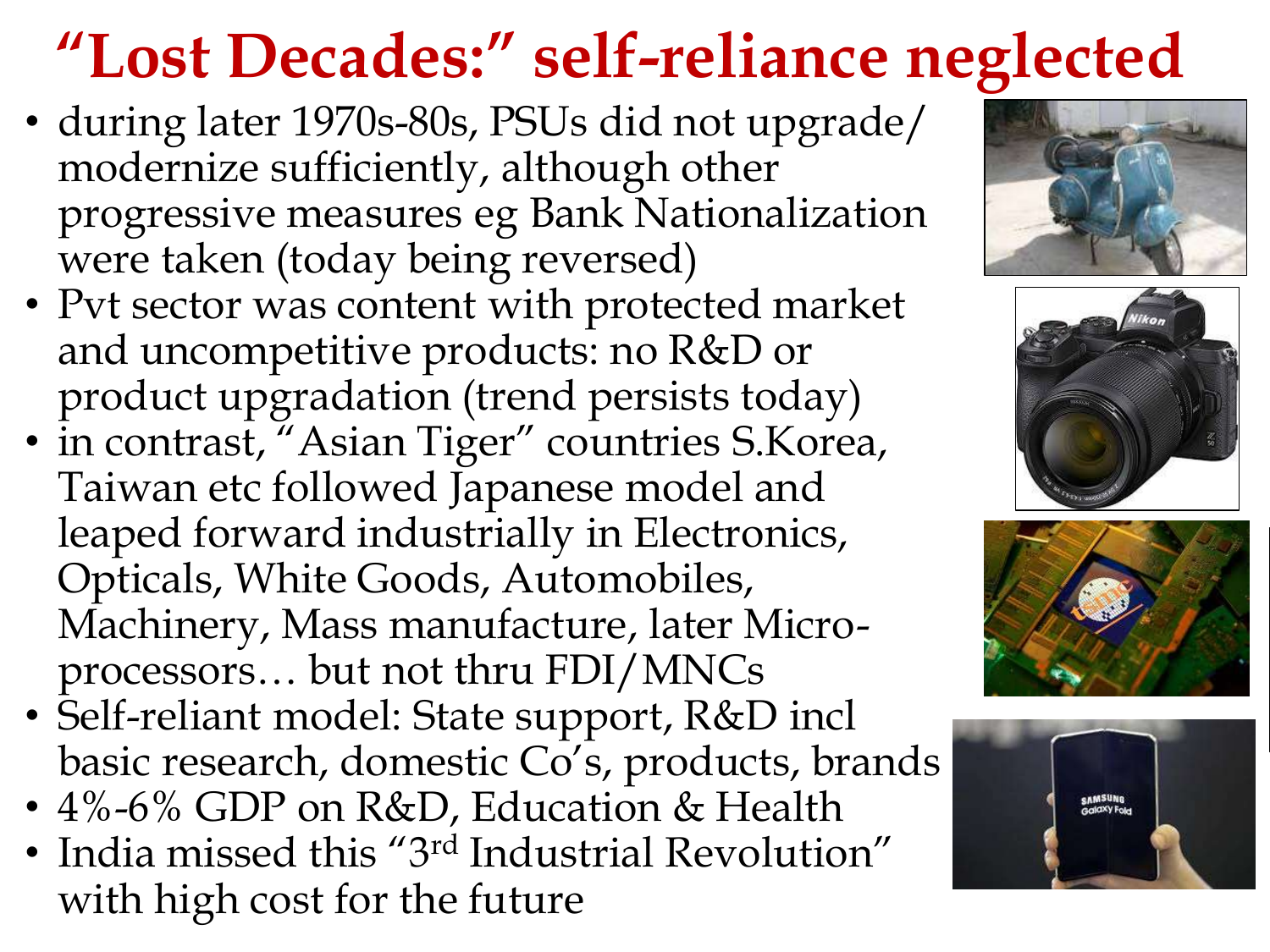# "Lost Decades:" self-reliance neglected

- during later 1970s-80s, PSUs did not upgrade/ modernize sufficiently, although other progressive measures eg Bank Nationalization were taken (today being reversed)
- Pvt sector was content with protected market and uncompetitive products: no R&D or product upgradation (trend persists today)
- in contrast, "Asian Tiger" countries S.Korea, Taiwan etc followed Japanese model and leaped forward industrially in Electronics, Opticals, White Goods, Automobiles, Machinery, Mass manufacture, later Micro-processors… but not thru FDI/MNCs
- Self-reliant model: State support, R&D incl basic research, domestic Co's, products, brands
- 4%-6% GDP on R&D, Education & Health
- India missed this "3rd Industrial Revolution" with high cost for the future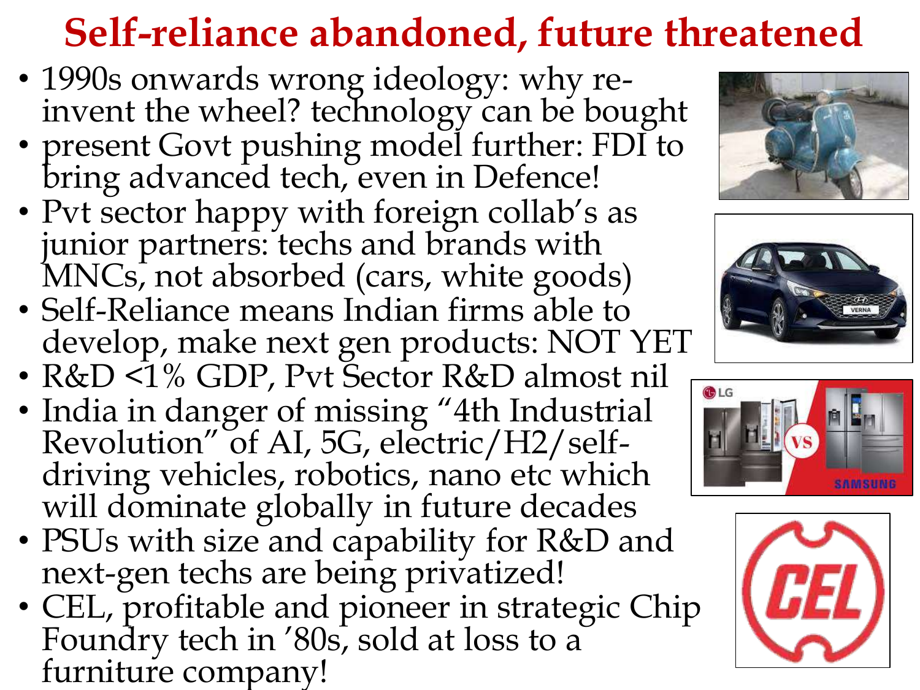# Self-reliance abandoned, future threatened

- 1990s onwards wrong ideology: why re-invent the wheel? technology can be bought
- present Govt pushing model further: FDI to bring advanced tech, even in Defence!
- Pvt sector happy with foreign collab's as junior partners: techs and brands with MNCs, not absorbed (cars, white goods)
- Self-Reliance means Indian firms able to develop, make next gen products: NOT YET
- R&D <1% GDP, Pvt Sector R&D almost nil
- India in danger of missing "4th Industrial Revolution" of AI, 5G, electric/H2/self-driving vehicles, robotics, nano etc which will dominate globally in future decades
- PSUs with size and capability for R&D and next-gen techs are being privatized!
- CEL, profitable and pioneer in strategic Chip Foundry tech in '80s, sold at loss to a furniture company!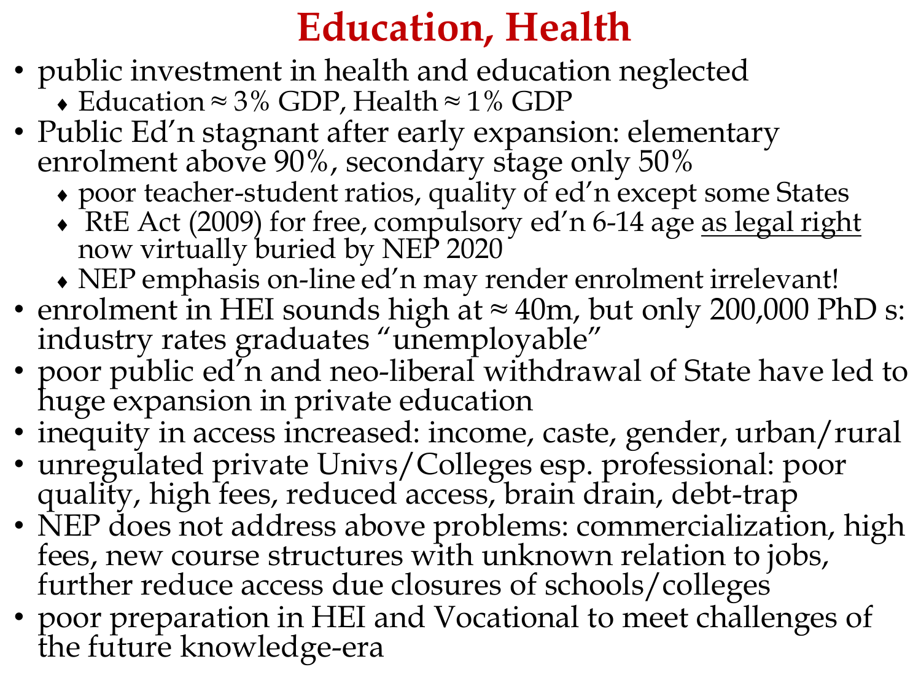# Education, Health

- public investment in health and education neglected
  - Education ≈ 3% GDP, Health ≈ 1% GDP
- Public Ed'n stagnant after early expansion: elementary enrolment above 90%, secondary stage only 50%
  - poor teacher-student ratios, quality of ed'n except some States
  - RtE Act (2009) for free, compulsory ed'n 6-14 age <u>as legal right</u> now virtually buried by NEP 2020
  - NEP emphasis on-line ed'n may render enrolment irrelevant!
- enrolment in HEI sounds high at ≈ 40m, but only 200,000 PhD s: industry rates graduates "unemployable"
- poor public ed'n and neo-liberal withdrawal of State have led to huge expansion in private education
- inequity in access increased: income, caste, gender, urban/rural
- unregulated private Univs/Colleges esp. professional: poor quality, high fees, reduced access, brain drain, debt-trap
- NEP does not address above problems: commercialization, high fees, new course structures with unknown relation to jobs, further reduce access due closures of schools/colleges
- poor preparation in HEI and Vocational to meet challenges of the future knowledge-era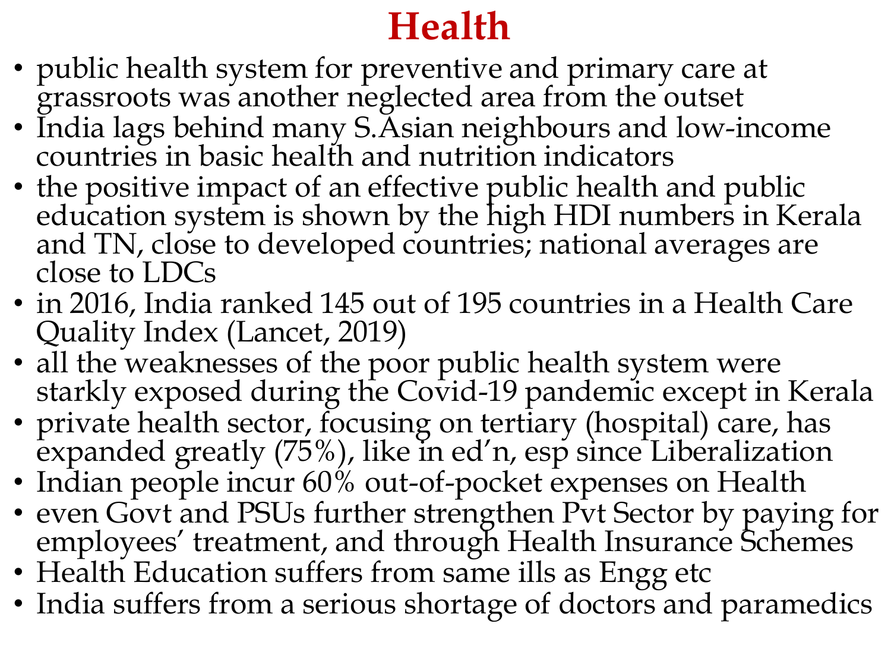# Health

- public health system for preventive and primary care at grassroots was another neglected area from the outset
- India lags behind many S.Asian neighbours and low-income countries in basic health and nutrition indicators
- the positive impact of an effective public health and public education system is shown by the high HDI numbers in Kerala and TN, close to developed countries; national averages are close to LDCs
- in 2016, India ranked 145 out of 195 countries in a Health Care Quality Index (Lancet, 2019)
- all the weaknesses of the poor public health system were starkly exposed during the Covid-19 pandemic except in Kerala
- private health sector, focusing on tertiary (hospital) care, has expanded greatly (75%), like in ed'n, esp since Liberalization
- Indian people incur 60% out-of-pocket expenses on Health
- even Govt and PSUs further strengthen Pvt Sector by paying for employees' treatment, and through Health Insurance Schemes
- Health Education suffers from same ills as Engg etc
- India suffers from a serious shortage of doctors and paramedics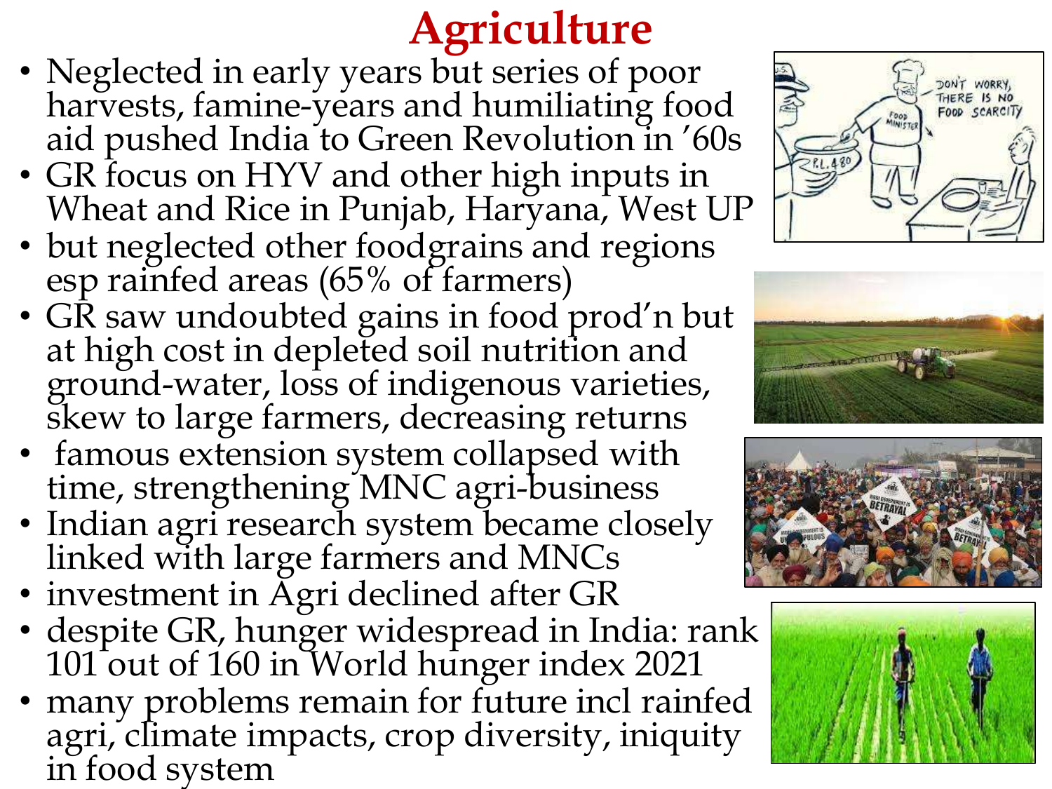# Agriculture

- Neglected in early years but series of poor harvests, famine-years and humiliating food aid pushed India to Green Revolution in '60s
- GR focus on HYV and other high inputs in Wheat and Rice in Punjab, Haryana, West UP
- but neglected other foodgrains and regions esp rainfed areas (65% of farmers)
- GR saw undoubted gains in food prod'n but at high cost in depleted soil nutrition and ground-water, loss of indigenous varieties, skew to large farmers, decreasing returns
- famous extension system collapsed with time, strengthening MNC agri-business
- Indian agri research system became closely linked with large farmers and MNCs
- investment in Agri declined after GR
- despite GR, hunger widespread in India: rank 101 out of 160 in World hunger index 2021
- many problems remain for future incl rainfed agri, climate impacts, crop diversity, iniquity in food system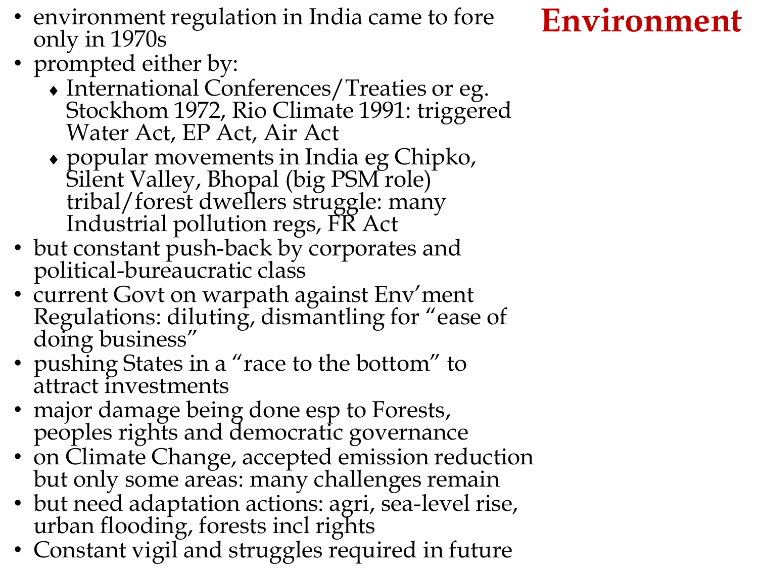# Environment

- environment regulation in India came to fore only in 1970s
- prompted either by:
  - International Conferences/Treaties or eg. Stockhom 1972, Rio Climate 1991: triggered Water Act, EP Act, Air Act
  - popular movements in India eg Chipko, Silent Valley, Bhopal (big PSM role) tribal/forest dwellers struggle: many Industrial pollution regs, FR Act
- but constant push-back by corporates and political-bureaucratic class
- current Govt on warpath against Env'ment Regulations: diluting, dismantling for "ease of doing business"
- pushing States in a "race to the bottom" to attract investments
- major damage being done esp to Forests, peoples rights and democratic governance
- on Climate Change, accepted emission reduction but only some areas: many challenges remain
- but need adaptation actions: agri, sea-level rise, urban flooding, forests incl rights
- Constant vigil and struggles required in future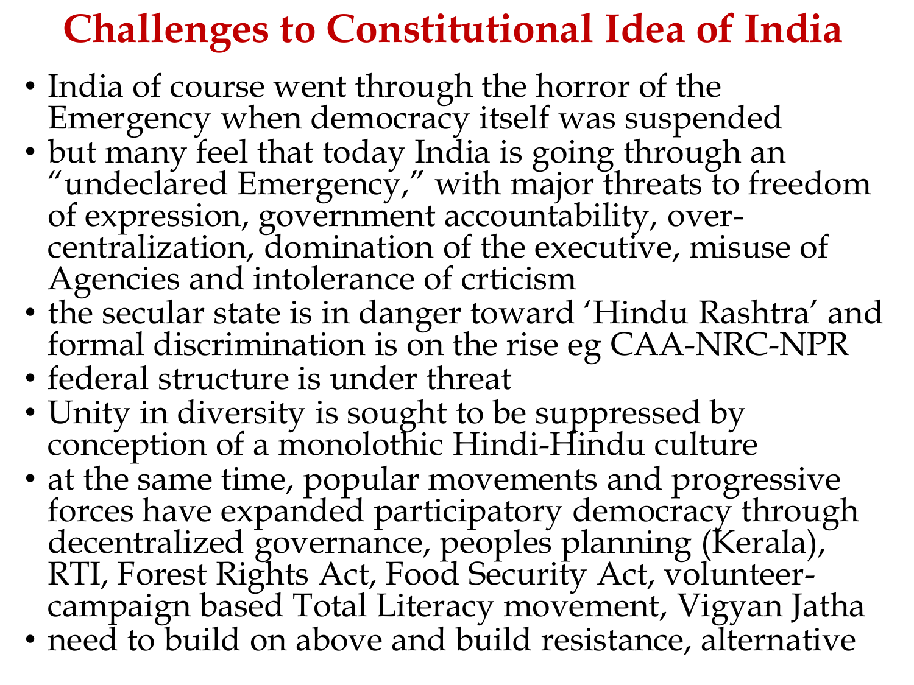# Challenges to Constitutional Idea of India

- India of course went through the horror of the Emergency when democracy itself was suspended
- but many feel that today India is going through an "undeclared Emergency," with major threats to freedom of expression, government accountability, over-centralization, domination of the executive, misuse of Agencies and intolerance of crticism
- the secular state is in danger toward 'Hindu Rashtra' and formal discrimination is on the rise eg CAA-NRC-NPR
- federal structure is under threat
- Unity in diversity is sought to be suppressed by conception of a monolothic Hindi-Hindu culture
- at the same time, popular movements and progressive forces have expanded participatory democracy through decentralized governance, peoples planning (Kerala), RTI, Forest Rights Act, Food Security Act, volunteer-campaign based Total Literacy movement, Vigyan Jatha
- need to build on above and build resistance, alternative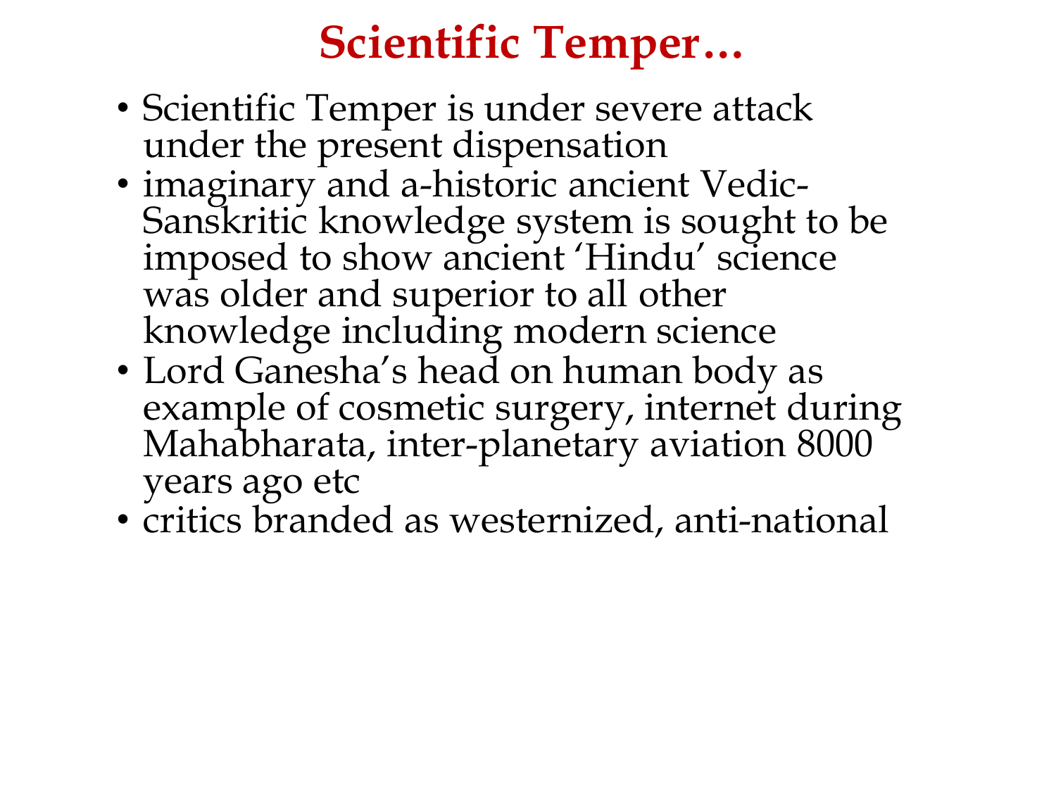# Scientific Temper…

- Scientific Temper is under severe attack under the present dispensation
- imaginary and a-historic ancient Vedic-Sanskritic knowledge system is sought to be imposed to show ancient 'Hindu' science was older and superior to all other knowledge including modern science
- Lord Ganesha's head on human body as example of cosmetic surgery, internet during Mahabharata, inter-planetary aviation 8000 years ago etc
- critics branded as westernized, anti-national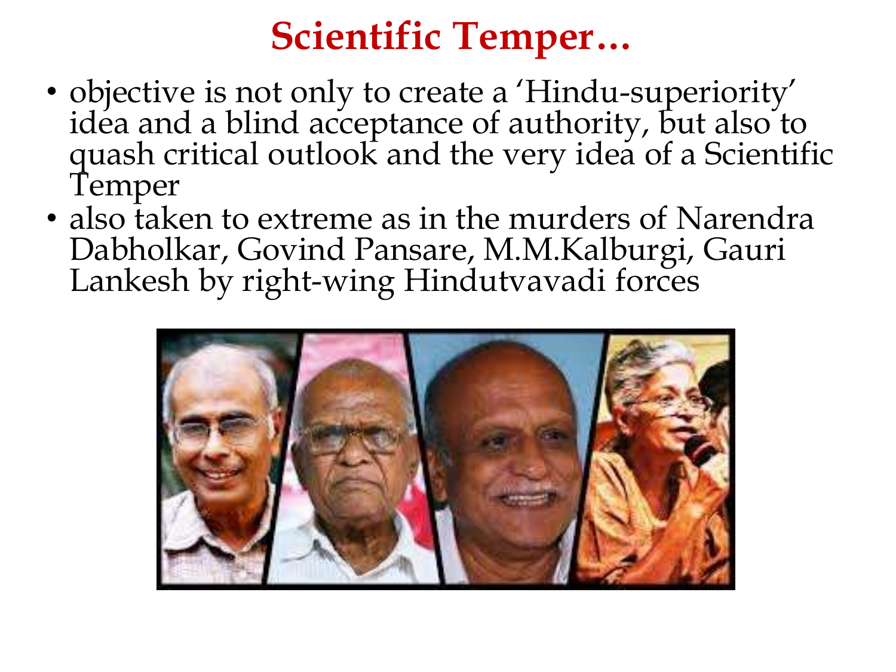# Scientific Temper…

- objective is not only to create a 'Hindu-superiority' idea and a blind acceptance of authority, but also to quash critical outlook and the very idea of a Scientific Temper
- also taken to extreme as in the murders of Narendra Dabholkar, Govind Pansare, M.M.Kalburgi, Gauri Lankesh by right-wing Hindutvavadi forces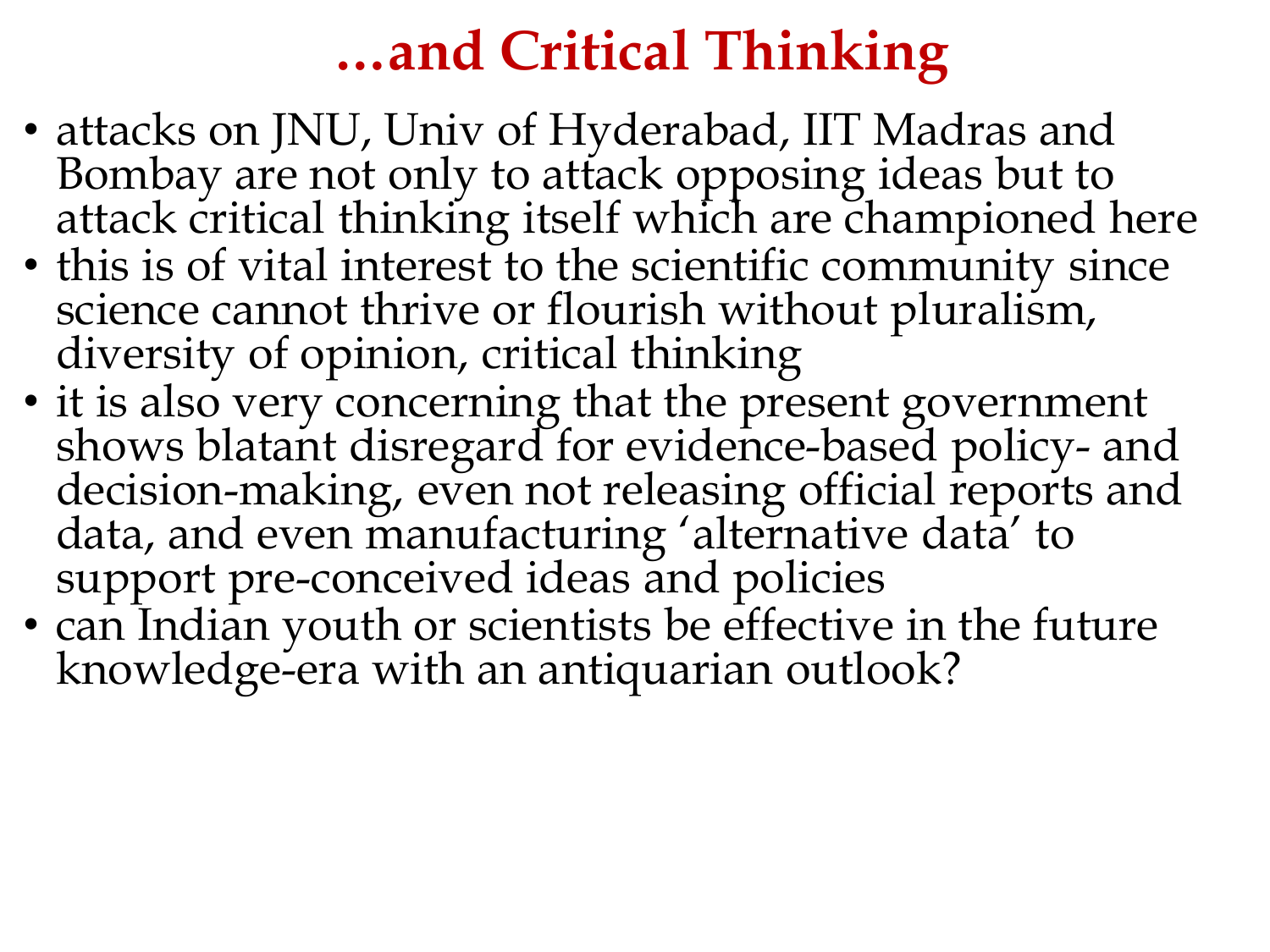# …and Critical Thinking

- attacks on JNU, Univ of Hyderabad, IIT Madras and Bombay are not only to attack opposing ideas but to attack critical thinking itself which are championed here
- this is of vital interest to the scientific community since science cannot thrive or flourish without pluralism, diversity of opinion, critical thinking
- it is also very concerning that the present government shows blatant disregard for evidence-based policy- and decision-making, even not releasing official reports and data, and even manufacturing 'alternative data' to support pre-conceived ideas and policies
- can Indian youth or scientists be effective in the future knowledge-era with an antiquarian outlook?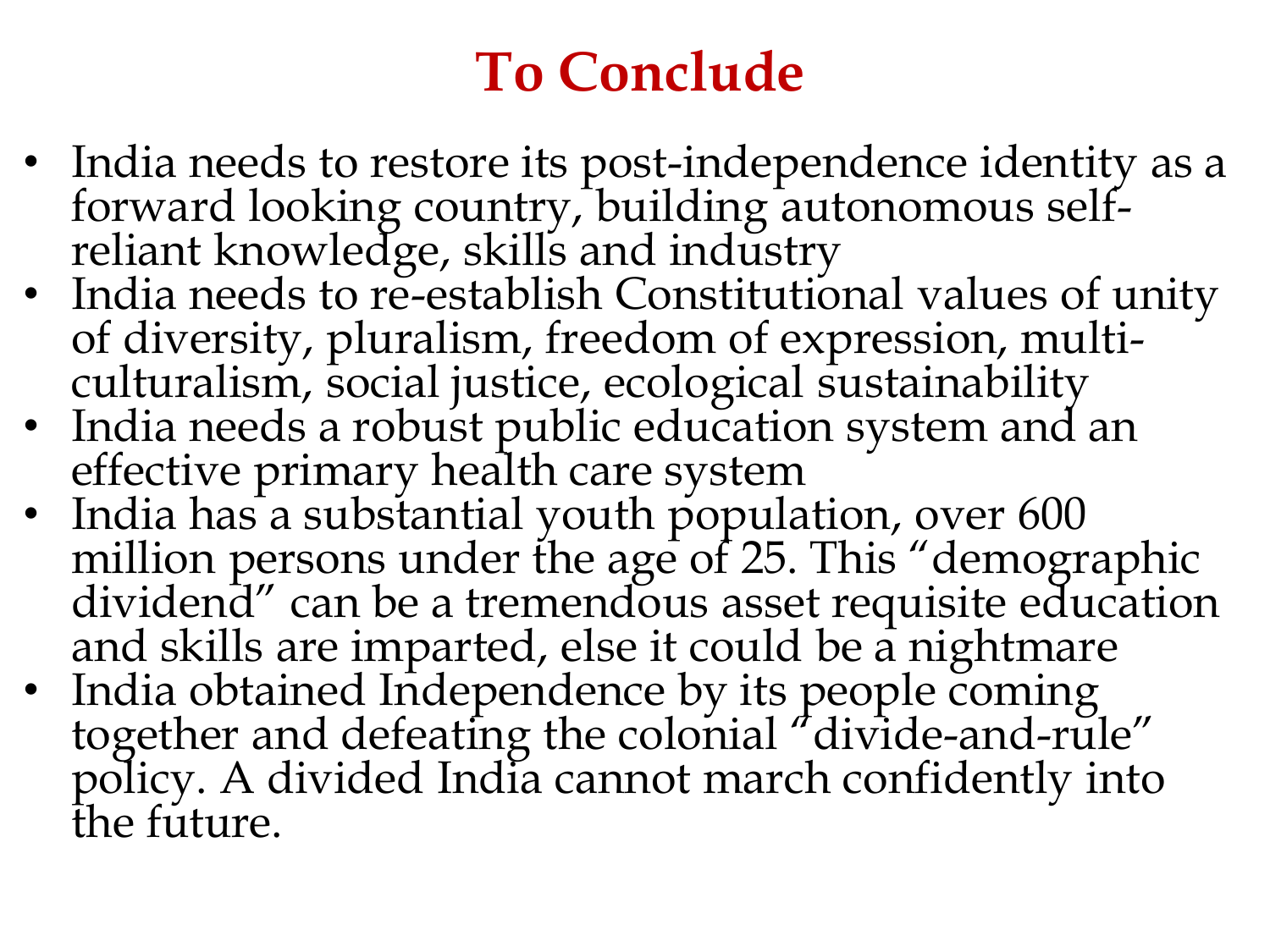# To Conclude

- India needs to restore its post-independence identity as a forward looking country, building autonomous self-reliant knowledge, skills and industry
- India needs to re-establish Constitutional values of unity of diversity, pluralism, freedom of expression, multi-culturalism, social justice, ecological sustainability
- India needs a robust public education system and an effective primary health care system
- India has a substantial youth population, over 600 million persons under the age of 25. This "demographic dividend" can be a tremendous asset requisite education and skills are imparted, else it could be a nightmare
- India obtained Independence by its people coming together and defeating the colonial "divide-and-rule" policy. A divided India cannot march confidently into the future.